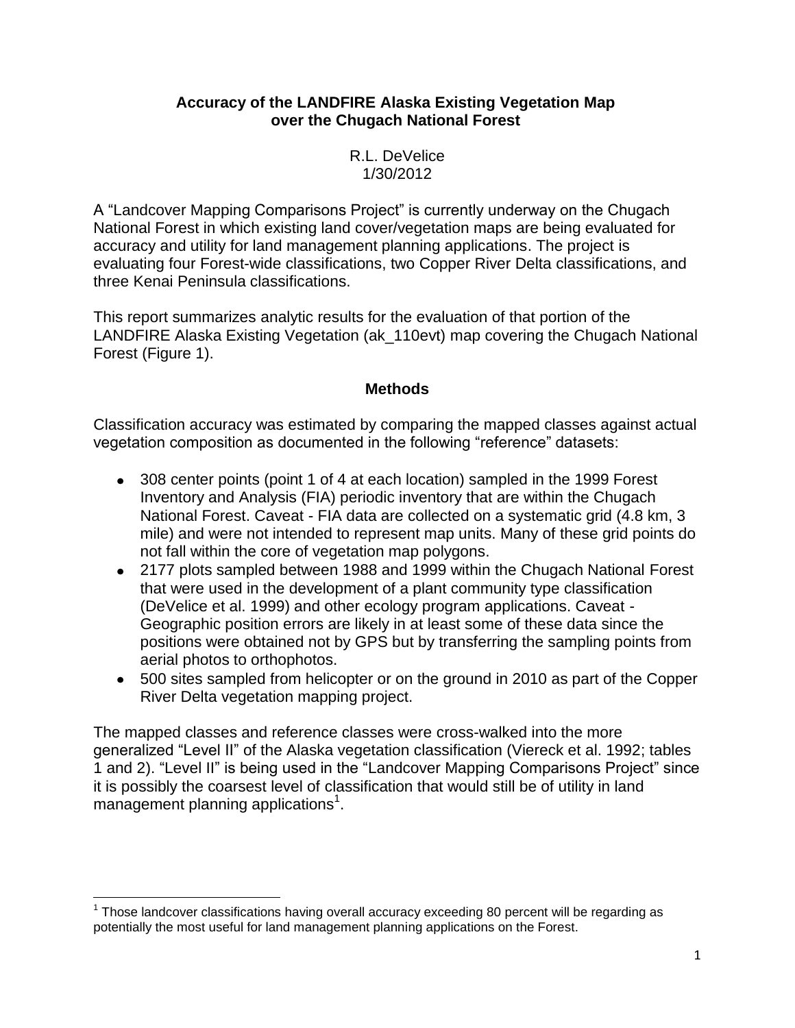# Accuracy of the LANDFIRE Alaska Existing Vegetation Map over the Chugach National Forest

R.L. DeVelice
1/30/2012

A "Landcover Mapping Comparisons Project" is currently underway on the Chugach National Forest in which existing land cover/vegetation maps are being evaluated for accuracy and utility for land management planning applications. The project is evaluating four Forest-wide classifications, two Copper River Delta classifications, and three Kenai Peninsula classifications.

This report summarizes analytic results for the evaluation of that portion of the LANDFIRE Alaska Existing Vegetation (ak_110evt) map covering the Chugach National Forest (Figure 1).

## Methods

Classification accuracy was estimated by comparing the mapped classes against actual vegetation composition as documented in the following "reference" datasets:

- 308 center points (point 1 of 4 at each location) sampled in the 1999 Forest Inventory and Analysis (FIA) periodic inventory that are within the Chugach National Forest. Caveat - FIA data are collected on a systematic grid (4.8 km, 3 mile) and were not intended to represent map units. Many of these grid points do not fall within the core of vegetation map polygons.
- 2177 plots sampled between 1988 and 1999 within the Chugach National Forest that were used in the development of a plant community type classification (DeVelice et al. 1999) and other ecology program applications. Caveat - Geographic position errors are likely in at least some of these data since the positions were obtained not by GPS but by transferring the sampling points from aerial photos to orthophotos.
- 500 sites sampled from helicopter or on the ground in 2010 as part of the Copper River Delta vegetation mapping project.

The mapped classes and reference classes were cross-walked into the more generalized "Level II" of the Alaska vegetation classification (Viereck et al. 1992; tables 1 and 2). "Level II" is being used in the "Landcover Mapping Comparisons Project" since it is possibly the coarsest level of classification that would still be of utility in land management planning applications[1].

[1] Those landcover classifications having overall accuracy exceeding 80 percent will be regarding as potentially the most useful for land management planning applications on the Forest.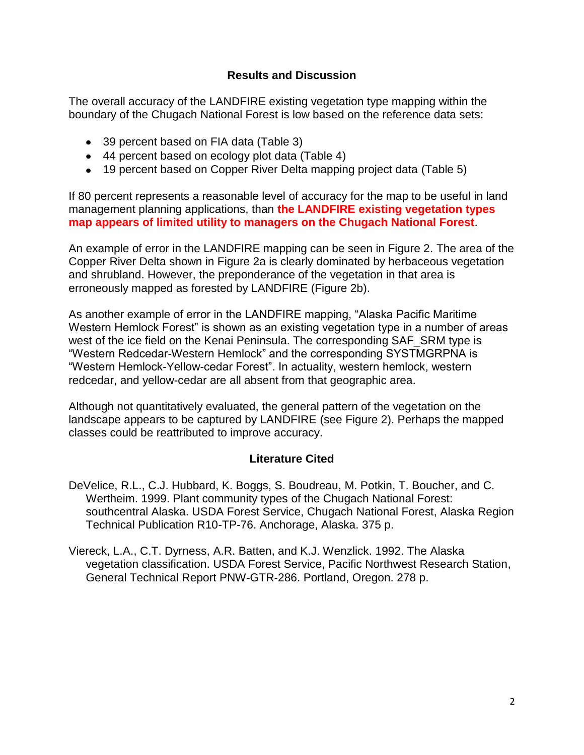## Results and Discussion

The overall accuracy of the LANDFIRE existing vegetation type mapping within the boundary of the Chugach National Forest is low based on the reference data sets:

- 39 percent based on FIA data (Table 3)
- 44 percent based on ecology plot data (Table 4)
- 19 percent based on Copper River Delta mapping project data (Table 5)

If 80 percent represents a reasonable level of accuracy for the map to be useful in land management planning applications, than **the LANDFIRE existing vegetation types map appears of limited utility to managers on the Chugach National Forest**.

An example of error in the LANDFIRE mapping can be seen in Figure 2. The area of the Copper River Delta shown in Figure 2a is clearly dominated by herbaceous vegetation and shrubland. However, the preponderance of the vegetation in that area is erroneously mapped as forested by LANDFIRE (Figure 2b).

As another example of error in the LANDFIRE mapping, "Alaska Pacific Maritime Western Hemlock Forest" is shown as an existing vegetation type in a number of areas west of the ice field on the Kenai Peninsula. The corresponding SAF_SRM type is "Western Redcedar-Western Hemlock" and the corresponding SYSTMGRPNA is "Western Hemlock-Yellow-cedar Forest". In actuality, western hemlock, western redcedar, and yellow-cedar are all absent from that geographic area.

Although not quantitatively evaluated, the general pattern of the vegetation on the landscape appears to be captured by LANDFIRE (see Figure 2). Perhaps the mapped classes could be reattributed to improve accuracy.

## Literature Cited

DeVelice, R.L., C.J. Hubbard, K. Boggs, S. Boudreau, M. Potkin, T. Boucher, and C. Wertheim. 1999. Plant community types of the Chugach National Forest: southcentral Alaska. USDA Forest Service, Chugach National Forest, Alaska Region Technical Publication R10-TP-76. Anchorage, Alaska. 375 p.

Viereck, L.A., C.T. Dyrness, A.R. Batten, and K.J. Wenzlick. 1992. The Alaska vegetation classification. USDA Forest Service, Pacific Northwest Research Station, General Technical Report PNW-GTR-286. Portland, Oregon. 278 p.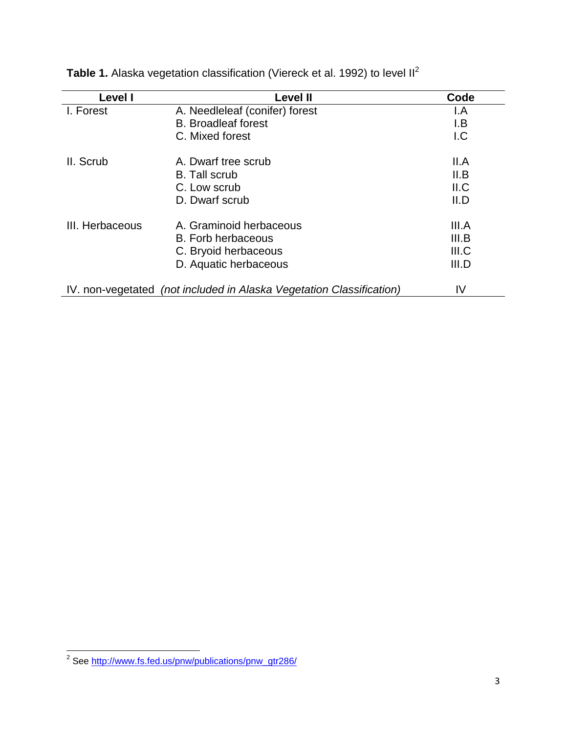**Table 1.** Alaska vegetation classification (Viereck et al. 1992) to level II[2]

| Level I | Level II | Code |
|---|---|---|
| I. Forest | A. Needleleaf (conifer) forest | I.A |
| | B. Broadleaf forest | I.B |
| | C. Mixed forest | I.C |
| II. Scrub | A. Dwarf tree scrub | II.A |
| | B. Tall scrub | II.B |
| | C. Low scrub | II.C |
| | D. Dwarf scrub | II.D |
| III. Herbaceous | A. Graminoid herbaceous | III.A |
| | B. Forb herbaceous | III.B |
| | C. Bryoid herbaceous | III.C |
| | D. Aquatic herbaceous | III.D |
| IV. non-vegetated | *(not included in Alaska Vegetation Classification)* | IV |

[2] See http://www.fs.fed.us/pnw/publications/pnw_gtr286/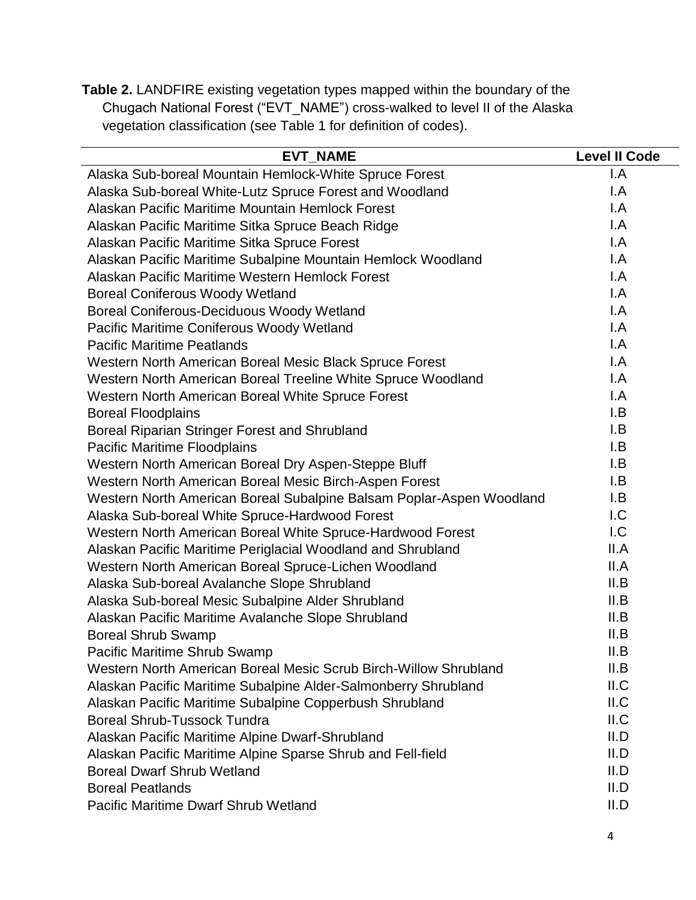**Table 2.** LANDFIRE existing vegetation types mapped within the boundary of the Chugach National Forest ("EVT_NAME") cross-walked to level II of the Alaska vegetation classification (see Table 1 for definition of codes).

| EVT_NAME | Level II Code |
| --- | --- |
| Alaska Sub-boreal Mountain Hemlock-White Spruce Forest | I.A |
| Alaska Sub-boreal White-Lutz Spruce Forest and Woodland | I.A |
| Alaskan Pacific Maritime Mountain Hemlock Forest | I.A |
| Alaskan Pacific Maritime Sitka Spruce Beach Ridge | I.A |
| Alaskan Pacific Maritime Sitka Spruce Forest | I.A |
| Alaskan Pacific Maritime Subalpine Mountain Hemlock Woodland | I.A |
| Alaskan Pacific Maritime Western Hemlock Forest | I.A |
| Boreal Coniferous Woody Wetland | I.A |
| Boreal Coniferous-Deciduous Woody Wetland | I.A |
| Pacific Maritime Coniferous Woody Wetland | I.A |
| Pacific Maritime Peatlands | I.A |
| Western North American Boreal Mesic Black Spruce Forest | I.A |
| Western North American Boreal Treeline White Spruce Woodland | I.A |
| Western North American Boreal White Spruce Forest | I.A |
| Boreal Floodplains | I.B |
| Boreal Riparian Stringer Forest and Shrubland | I.B |
| Pacific Maritime Floodplains | I.B |
| Western North American Boreal Dry Aspen-Steppe Bluff | I.B |
| Western North American Boreal Mesic Birch-Aspen Forest | I.B |
| Western North American Boreal Subalpine Balsam Poplar-Aspen Woodland | I.B |
| Alaska Sub-boreal White Spruce-Hardwood Forest | I.C |
| Western North American Boreal White Spruce-Hardwood Forest | I.C |
| Alaskan Pacific Maritime Periglacial Woodland and Shrubland | II.A |
| Western North American Boreal Spruce-Lichen Woodland | II.A |
| Alaska Sub-boreal Avalanche Slope Shrubland | II.B |
| Alaska Sub-boreal Mesic Subalpine Alder Shrubland | II.B |
| Alaskan Pacific Maritime Avalanche Slope Shrubland | II.B |
| Boreal Shrub Swamp | II.B |
| Pacific Maritime Shrub Swamp | II.B |
| Western North American Boreal Mesic Scrub Birch-Willow Shrubland | II.B |
| Alaskan Pacific Maritime Subalpine Alder-Salmonberry Shrubland | II.C |
| Alaskan Pacific Maritime Subalpine Copperbush Shrubland | II.C |
| Boreal Shrub-Tussock Tundra | II.C |
| Alaskan Pacific Maritime Alpine Dwarf-Shrubland | II.D |
| Alaskan Pacific Maritime Alpine Sparse Shrub and Fell-field | II.D |
| Boreal Dwarf Shrub Wetland | II.D |
| Boreal Peatlands | II.D |
| Pacific Maritime Dwarf Shrub Wetland | II.D |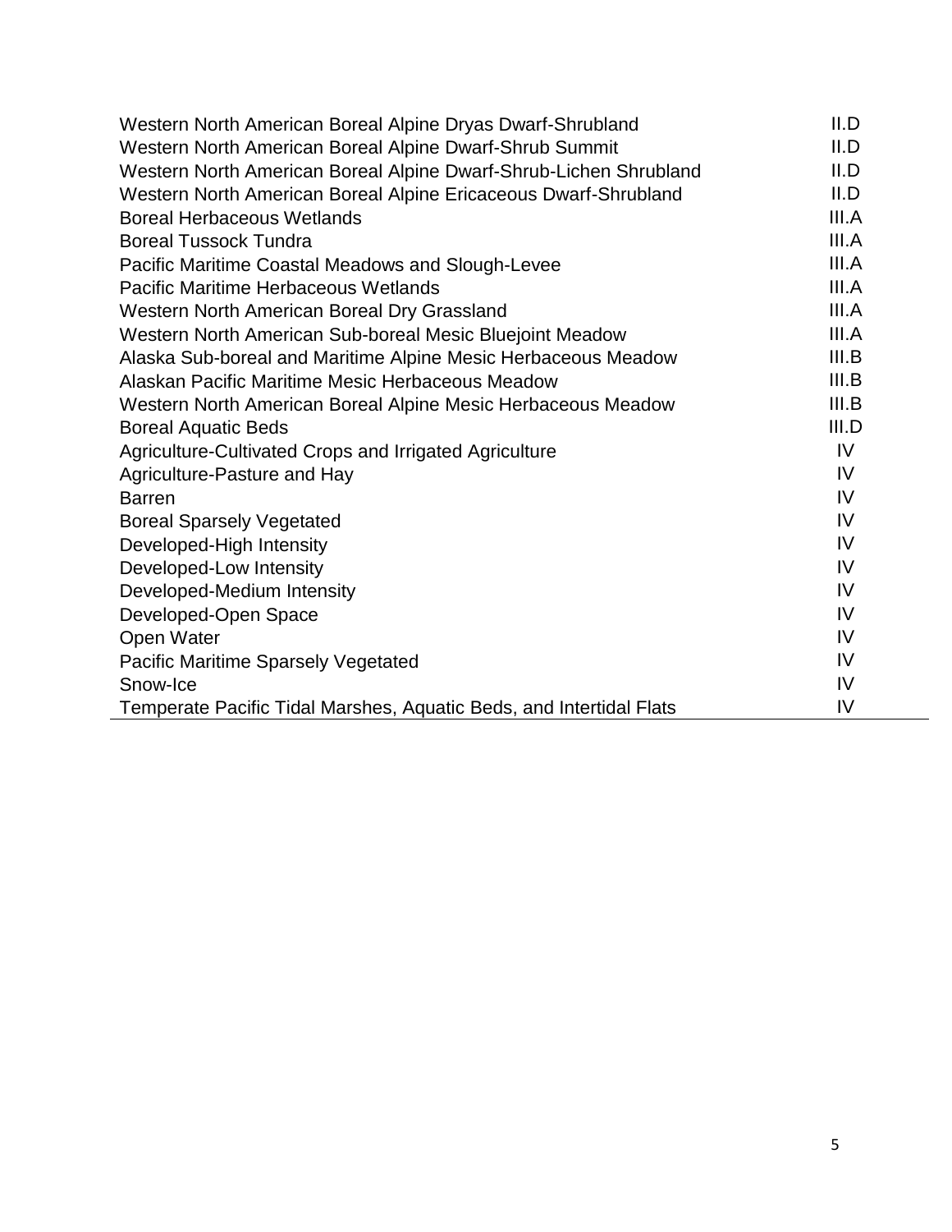| | |
|---|---|
| Western North American Boreal Alpine Dryas Dwarf-Shrubland | II.D |
| Western North American Boreal Alpine Dwarf-Shrub Summit | II.D |
| Western North American Boreal Alpine Dwarf-Shrub-Lichen Shrubland | II.D |
| Western North American Boreal Alpine Ericaceous Dwarf-Shrubland | II.D |
| Boreal Herbaceous Wetlands | III.A |
| Boreal Tussock Tundra | III.A |
| Pacific Maritime Coastal Meadows and Slough-Levee | III.A |
| Pacific Maritime Herbaceous Wetlands | III.A |
| Western North American Boreal Dry Grassland | III.A |
| Western North American Sub-boreal Mesic Bluejoint Meadow | III.A |
| Alaska Sub-boreal and Maritime Alpine Mesic Herbaceous Meadow | III.B |
| Alaskan Pacific Maritime Mesic Herbaceous Meadow | III.B |
| Western North American Boreal Alpine Mesic Herbaceous Meadow | III.B |
| Boreal Aquatic Beds | III.D |
| Agriculture-Cultivated Crops and Irrigated Agriculture | IV |
| Agriculture-Pasture and Hay | IV |
| Barren | IV |
| Boreal Sparsely Vegetated | IV |
| Developed-High Intensity | IV |
| Developed-Low Intensity | IV |
| Developed-Medium Intensity | IV |
| Developed-Open Space | IV |
| Open Water | IV |
| Pacific Maritime Sparsely Vegetated | IV |
| Snow-Ice | IV |
| Temperate Pacific Tidal Marshes, Aquatic Beds, and Intertidal Flats | IV |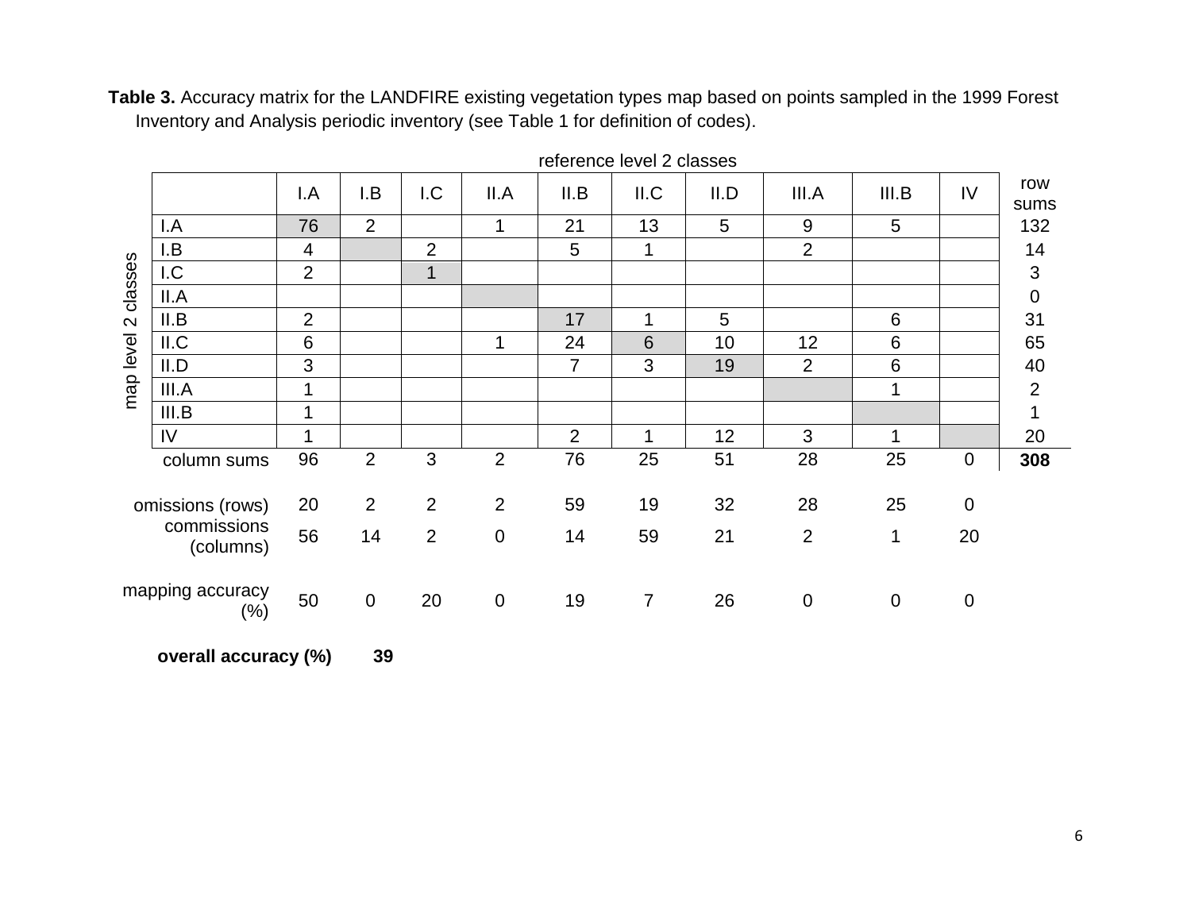**Table 3.** Accuracy matrix for the LANDFIRE existing vegetation types map based on points sampled in the 1999 Forest Inventory and Analysis periodic inventory (see Table 1 for definition of codes).

| | | reference level 2 classes | | | | | | | | | | |
|---|---|---|---|---|---|---|---|---|---|---|---|---|
| | | I.A | I.B | I.C | II.A | II.B | II.C | II.D | III.A | III.B | IV | row sums |
| map level 2 classes | I.A | 76 | 2 | | 1 | 21 | 13 | 5 | 9 | 5 | | 132 |
| | I.B | 4 | | 2 | | 5 | 1 | | 2 | | | 14 |
| | I.C | 2 | | 1 | | | | | | | | 3 |
| | II.A | | | | | | | | | | | 0 |
| | II.B | 2 | | | | 17 | 1 | 5 | | 6 | | 31 |
| | II.C | 6 | | | 1 | 24 | 6 | 10 | 12 | 6 | | 65 |
| | II.D | 3 | | | | 7 | 3 | 19 | 2 | 6 | | 40 |
| | III.A | 1 | | | | | | | | 1 | | 2 |
| | III.B | 1 | | | | | | | | | | 1 |
| | IV | 1 | | | | 2 | 1 | 12 | 3 | 1 | | 20 |
| | column sums | 96 | 2 | 3 | 2 | 76 | 25 | 51 | 28 | 25 | 0 | **308** |
| | omissions (rows) | 20 | 2 | 2 | 2 | 59 | 19 | 32 | 28 | 25 | 0 | |
| | commissions (columns) | 56 | 14 | 2 | 0 | 14 | 59 | 21 | 2 | 1 | 20 | |
| | mapping accuracy (%) | 50 | 0 | 20 | 0 | 19 | 7 | 26 | 0 | 0 | 0 | |

**overall accuracy (%)** **39**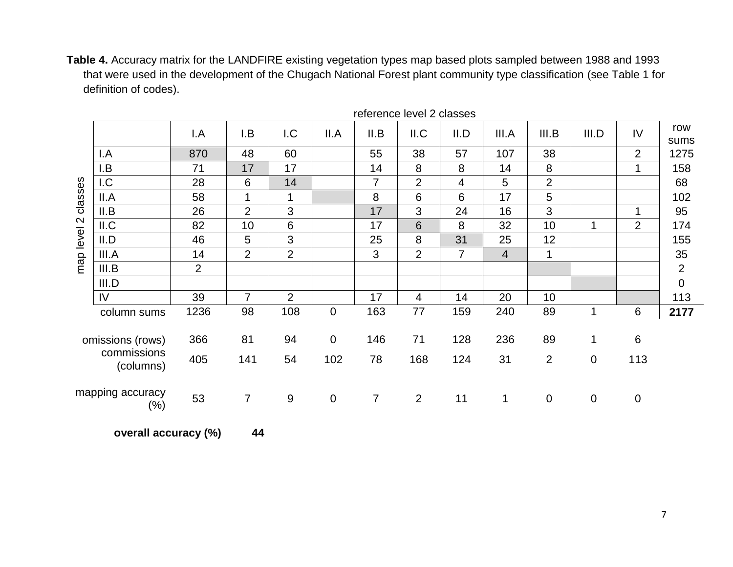**Table 4.** Accuracy matrix for the LANDFIRE existing vegetation types map based plots sampled between 1988 and 1993 that were used in the development of the Chugach National Forest plant community type classification (see Table 1 for definition of codes).

| | | reference level 2 classes | | | | | | | | | | | |
|---|---|---|---|---|---|---|---|---|---|---|---|---|---|
| | | I.A | I.B | I.C | II.A | II.B | II.C | II.D | III.A | III.B | III.D | IV | row sums |
| map level 2 classes | I.A | 870 | 48 | 60 | | 55 | 38 | 57 | 107 | 38 | | 2 | 1275 |
| | I.B | 71 | 17 | 17 | | 14 | 8 | 8 | 14 | 8 | | 1 | 158 |
| | I.C | 28 | 6 | 14 | | 7 | 2 | 4 | 5 | 2 | | | 68 |
| | II.A | 58 | 1 | 1 | | 8 | 6 | 6 | 17 | 5 | | | 102 |
| | II.B | 26 | 2 | 3 | | 17 | 3 | 24 | 16 | 3 | | 1 | 95 |
| | II.C | 82 | 10 | 6 | | 17 | 6 | 8 | 32 | 10 | 1 | 2 | 174 |
| | II.D | 46 | 5 | 3 | | 25 | 8 | 31 | 25 | 12 | | | 155 |
| | III.A | 14 | 2 | 2 | | 3 | 2 | 7 | 4 | 1 | | | 35 |
| | III.B | 2 | | | | | | | | | | | 2 |
| | III.D | | | | | | | | | | | | 0 |
| | IV | 39 | 7 | 2 | | 17 | 4 | 14 | 20 | 10 | | | 113 |
| | column sums | 1236 | 98 | 108 | 0 | 163 | 77 | 159 | 240 | 89 | 1 | 6 | **2177** |
| | omissions (rows) | 366 | 81 | 94 | 0 | 146 | 71 | 128 | 236 | 89 | 1 | 6 | |
| | commissions (columns) | 405 | 141 | 54 | 102 | 78 | 168 | 124 | 31 | 2 | 0 | 113 | |
| | mapping accuracy (%) | 53 | 7 | 9 | 0 | 7 | 2 | 11 | 1 | 0 | 0 | 0 | |

**overall accuracy (%)** **44**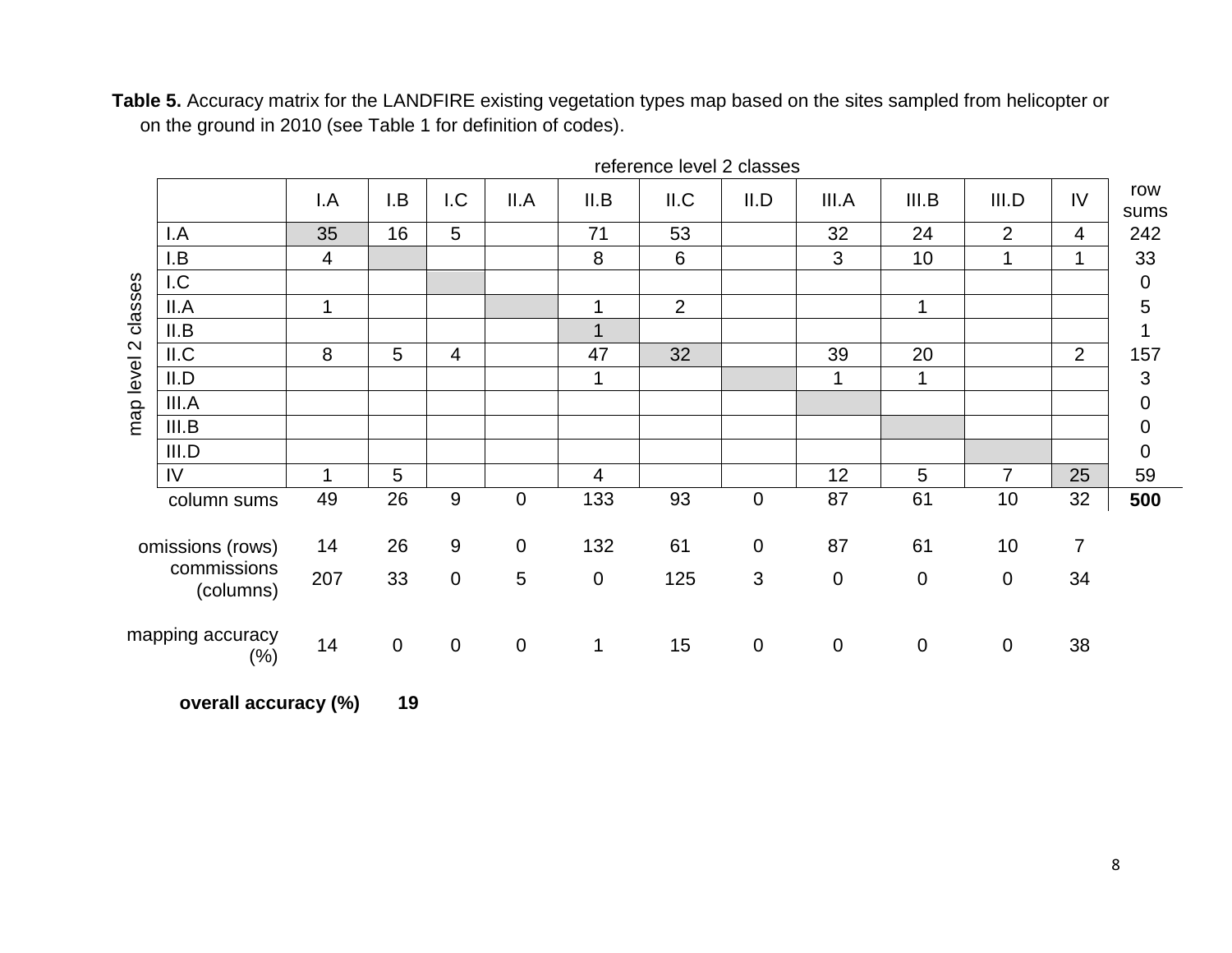**Table 5.** Accuracy matrix for the LANDFIRE existing vegetation types map based on the sites sampled from helicopter or on the ground in 2010 (see Table 1 for definition of codes).

| | | reference level 2 classes | | | | | | | | | | | |
|---|---|---|---|---|---|---|---|---|---|---|---|---|---|
| | | I.A | I.B | I.C | II.A | II.B | II.C | II.D | III.A | III.B | III.D | IV | row sums |
| map level 2 classes | I.A | 35 | 16 | 5 | | 71 | 53 | | 32 | 24 | 2 | 4 | 242 |
| | I.B | 4 | | | | 8 | 6 | | 3 | 10 | 1 | 1 | 33 |
| | I.C | | | | | | | | | | | | 0 |
| | II.A | 1 | | | | 1 | 2 | | | 1 | | | 5 |
| | II.B | | | | | 1 | | | | | | | 1 |
| | II.C | 8 | 5 | 4 | | 47 | 32 | | 39 | 20 | | 2 | 157 |
| | II.D | | | | | 1 | | | 1 | 1 | | | 3 |
| | III.A | | | | | | | | | | | | 0 |
| | III.B | | | | | | | | | | | | 0 |
| | III.D | | | | | | | | | | | | 0 |
| | IV | 1 | 5 | | | 4 | | | 12 | 5 | 7 | 25 | 59 |
| | column sums | 49 | 26 | 9 | 0 | 133 | 93 | 0 | 87 | 61 | 10 | 32 | **500** |
| | omissions (rows) | 14 | 26 | 9 | 0 | 132 | 61 | 0 | 87 | 61 | 10 | 7 | |
| | commissions (columns) | 207 | 33 | 0 | 5 | 0 | 125 | 3 | 0 | 0 | 0 | 34 | |
| | mapping accuracy (%) | 14 | 0 | 0 | 0 | 1 | 15 | 0 | 0 | 0 | 0 | 38 | |

**overall accuracy (%)** **19**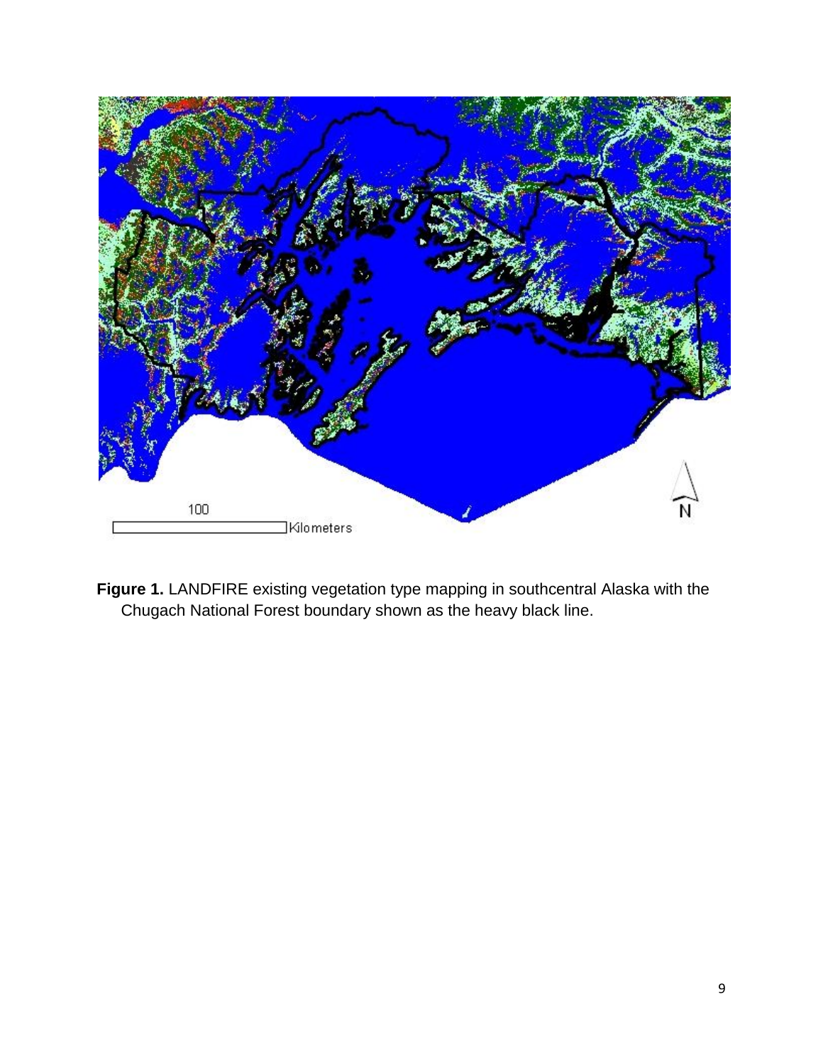**Figure 1.** LANDFIRE existing vegetation type mapping in southcentral Alaska with the Chugach National Forest boundary shown as the heavy black line.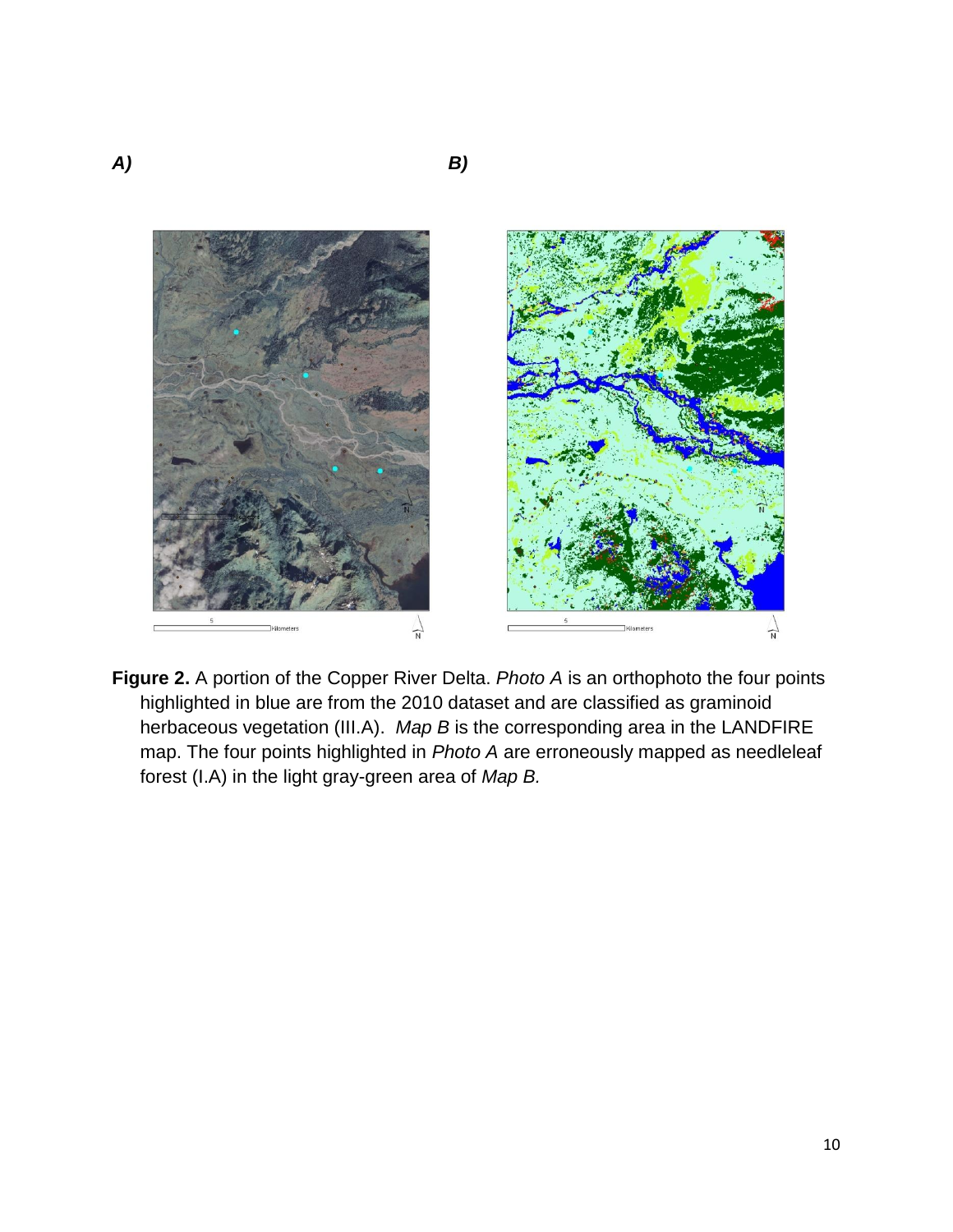***A)***

***B)***

5 Kilometers

N

5 Kilometers

N

**Figure 2.** A portion of the Copper River Delta. *Photo A* is an orthophoto the four points highlighted in blue are from the 2010 dataset and are classified as graminoid herbaceous vegetation (III.A). *Map B* is the corresponding area in the LANDFIRE map. The four points highlighted in *Photo A* are erroneously mapped as needleleaf forest (I.A) in the light gray-green area of *Map B.*